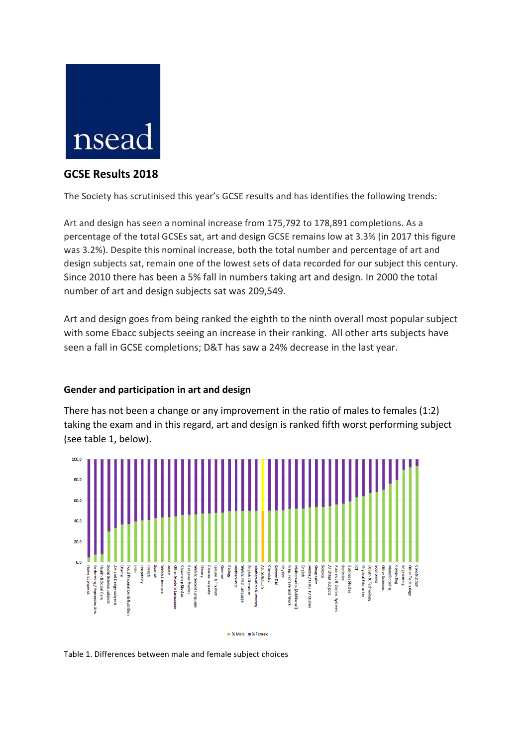nsead

## GCSE Results 2018

The Society has scrutinised this year's GCSE results and has identifies the following trends:

Art and design has seen a nominal increase from 175,792 to 178,891 completions. As a percentage of the total GCSEs sat, art and design GCSE remains low at 3.3% (in 2017 this figure was 3.2%). Despite this nominal increase, both the total number and percentage of art and design subjects sat, remain one of the lowest sets of data recorded for our subject this century. Since 2010 there has been a 5% fall in numbers taking art and design. In 2000 the total number of art and design subjects sat was 209,549.

Art and design goes from being ranked the eighth to the ninth overall most popular subject with some Ebacc subjects seeing an increase in their ranking. All other arts subjects have seen a fall in GCSE completions; D&T has saw a 24% decrease in the last year.

### Gender and participation in art and design

There has not been a change or any improvement in the ratio of males to females (1:2) taking the exam and in this regard, art and design is ranked fifth worst performing subject (see table 1, below).

Table 1. Differences between male and female subject choices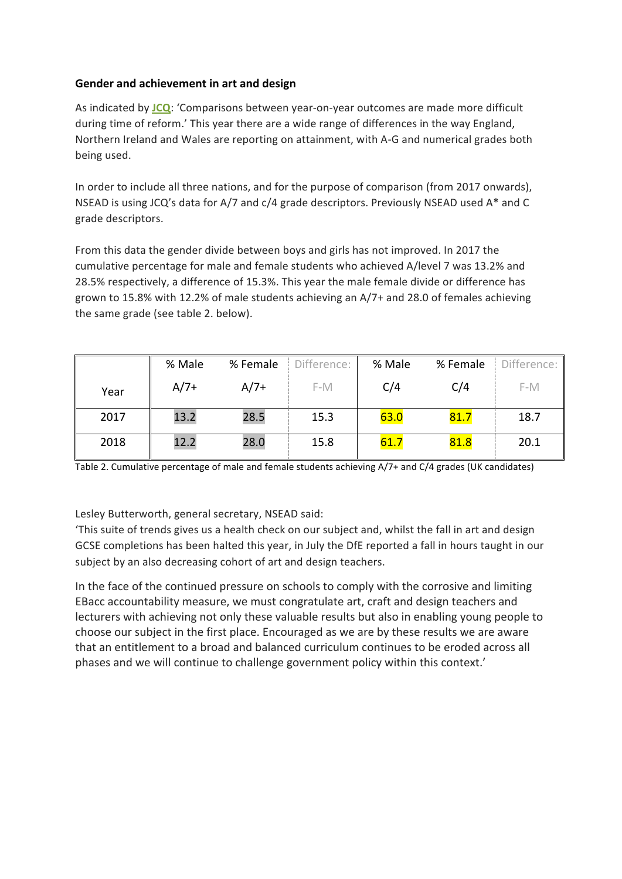**Gender and achievement in art and design**

As indicated by **JCQ**: 'Comparisons between year-on-year outcomes are made more difficult during time of reform.' This year there are a wide range of differences in the way England, Northern Ireland and Wales are reporting on attainment, with A-G and numerical grades both being used.

In order to include all three nations, and for the purpose of comparison (from 2017 onwards), NSEAD is using JCQ's data for A/7 and c/4 grade descriptors. Previously NSEAD used A* and C grade descriptors.

From this data the gender divide between boys and girls has not improved. In 2017 the cumulative percentage for male and female students who achieved A/level 7 was 13.2% and 28.5% respectively, a difference of 15.3%. This year the male female divide or difference has grown to 15.8% with 12.2% of male students achieving an A/7+ and 28.0 of females achieving the same grade (see table 2. below).

| Year | % Male A/7+ | % Female A/7+ | Difference: F-M | % Male C/4 | % Female C/4 | Difference: F-M |
|---|---|---|---|---|---|---|
| 2017 | 13.2 | 28.5 | 15.3 | 63.0 | 81.7 | 18.7 |
| 2018 | 12.2 | 28.0 | 15.8 | 61.7 | 81.8 | 20.1 |

Table 2. Cumulative percentage of male and female students achieving A/7+ and C/4 grades (UK candidates)

Lesley Butterworth, general secretary, NSEAD said:
'This suite of trends gives us a health check on our subject and, whilst the fall in art and design GCSE completions has been halted this year, in July the DfE reported a fall in hours taught in our subject by an also decreasing cohort of art and design teachers.

In the face of the continued pressure on schools to comply with the corrosive and limiting EBacc accountability measure, we must congratulate art, craft and design teachers and lecturers with achieving not only these valuable results but also in enabling young people to choose our subject in the first place. Encouraged as we are by these results we are aware that an entitlement to a broad and balanced curriculum continues to be eroded across all phases and we will continue to challenge government policy within this context.'